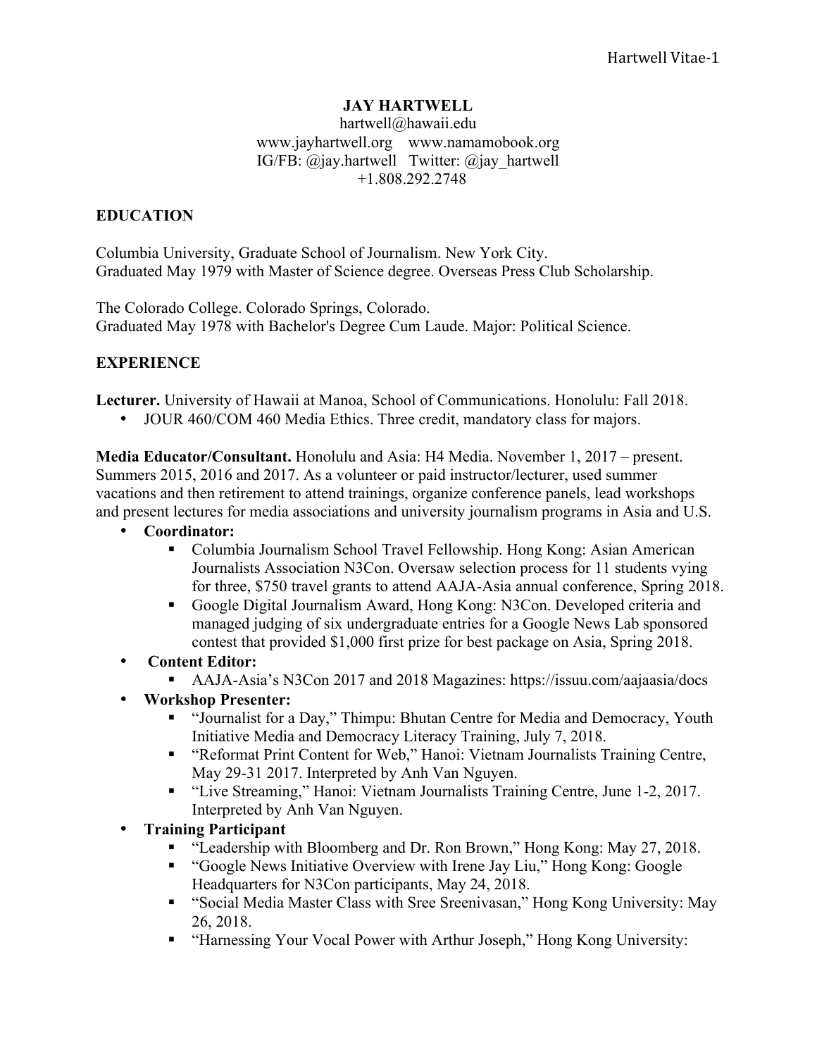# JAY HARTWELL

hartwell@hawaii.edu
www.jayhartwell.org    www.namamobook.org
IG/FB: @jay.hartwell   Twitter: @jay_hartwell
+1.808.292.2748

## EDUCATION

Columbia University, Graduate School of Journalism. New York City.
Graduated May 1979 with Master of Science degree. Overseas Press Club Scholarship.

The Colorado College. Colorado Springs, Colorado.
Graduated May 1978 with Bachelor's Degree Cum Laude. Major: Political Science.

## EXPERIENCE

**Lecturer.** University of Hawaii at Manoa, School of Communications. Honolulu: Fall 2018.

- JOUR 460/COM 460 Media Ethics. Three credit, mandatory class for majors.

**Media Educator/Consultant.** Honolulu and Asia: H4 Media. November 1, 2017 – present. Summers 2015, 2016 and 2017. As a volunteer or paid instructor/lecturer, used summer vacations and then retirement to attend trainings, organize conference panels, lead workshops and present lectures for media associations and university journalism programs in Asia and U.S.

- **Coordinator:**
  - Columbia Journalism School Travel Fellowship. Hong Kong: Asian American Journalists Association N3Con. Oversaw selection process for 11 students vying for three, $750 travel grants to attend AAJA-Asia annual conference, Spring 2018.
  - Google Digital Journalism Award, Hong Kong: N3Con. Developed criteria and managed judging of six undergraduate entries for a Google News Lab sponsored contest that provided $1,000 first prize for best package on Asia, Spring 2018.
- **Content Editor:**
  - AAJA-Asia's N3Con 2017 and 2018 Magazines: https://issuu.com/aajaasia/docs
- **Workshop Presenter:**
  - "Journalist for a Day," Thimpu: Bhutan Centre for Media and Democracy, Youth Initiative Media and Democracy Literacy Training, July 7, 2018.
  - "Reformat Print Content for Web," Hanoi: Vietnam Journalists Training Centre, May 29-31 2017. Interpreted by Anh Van Nguyen.
  - "Live Streaming," Hanoi: Vietnam Journalists Training Centre, June 1-2, 2017. Interpreted by Anh Van Nguyen.
- **Training Participant**
  - "Leadership with Bloomberg and Dr. Ron Brown," Hong Kong: May 27, 2018.
  - "Google News Initiative Overview with Irene Jay Liu," Hong Kong: Google Headquarters for N3Con participants, May 24, 2018.
  - "Social Media Master Class with Sree Sreenivasan," Hong Kong University: May 26, 2018.
  - "Harnessing Your Vocal Power with Arthur Joseph," Hong Kong University: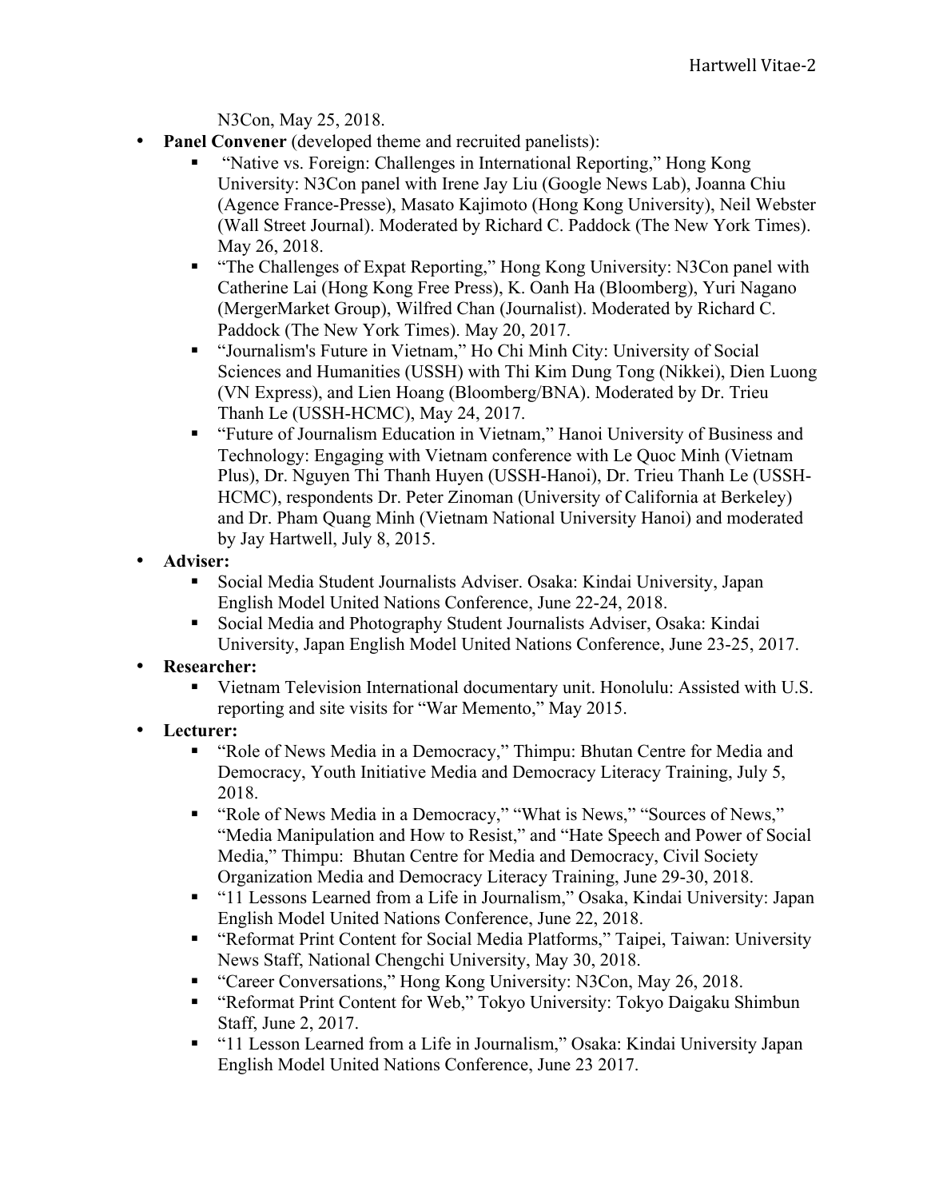N3Con, May 25, 2018.

- **Panel Convener** (developed theme and recruited panelists):
  - "Native vs. Foreign: Challenges in International Reporting," Hong Kong University: N3Con panel with Irene Jay Liu (Google News Lab), Joanna Chiu (Agence France-Presse), Masato Kajimoto (Hong Kong University), Neil Webster (Wall Street Journal). Moderated by Richard C. Paddock (The New York Times). May 26, 2018.
  - "The Challenges of Expat Reporting," Hong Kong University: N3Con panel with Catherine Lai (Hong Kong Free Press), K. Oanh Ha (Bloomberg), Yuri Nagano (MergerMarket Group), Wilfred Chan (Journalist). Moderated by Richard C. Paddock (The New York Times). May 20, 2017.
  - "Journalism's Future in Vietnam," Ho Chi Minh City: University of Social Sciences and Humanities (USSH) with Thi Kim Dung Tong (Nikkei), Dien Luong (VN Express), and Lien Hoang (Bloomberg/BNA). Moderated by Dr. Trieu Thanh Le (USSH-HCMC), May 24, 2017.
  - "Future of Journalism Education in Vietnam," Hanoi University of Business and Technology: Engaging with Vietnam conference with Le Quoc Minh (Vietnam Plus), Dr. Nguyen Thi Thanh Huyen (USSH-Hanoi), Dr. Trieu Thanh Le (USSH-HCMC), respondents Dr. Peter Zinoman (University of California at Berkeley) and Dr. Pham Quang Minh (Vietnam National University Hanoi) and moderated by Jay Hartwell, July 8, 2015.
- **Adviser:**
  - Social Media Student Journalists Adviser. Osaka: Kindai University, Japan English Model United Nations Conference, June 22-24, 2018.
  - Social Media and Photography Student Journalists Adviser, Osaka: Kindai University, Japan English Model United Nations Conference, June 23-25, 2017.
- **Researcher:**
  - Vietnam Television International documentary unit. Honolulu: Assisted with U.S. reporting and site visits for "War Memento," May 2015.
- **Lecturer:**
  - "Role of News Media in a Democracy," Thimpu: Bhutan Centre for Media and Democracy, Youth Initiative Media and Democracy Literacy Training, July 5, 2018.
  - "Role of News Media in a Democracy," "What is News," "Sources of News," "Media Manipulation and How to Resist," and "Hate Speech and Power of Social Media," Thimpu: Bhutan Centre for Media and Democracy, Civil Society Organization Media and Democracy Literacy Training, June 29-30, 2018.
  - "11 Lessons Learned from a Life in Journalism," Osaka, Kindai University: Japan English Model United Nations Conference, June 22, 2018.
  - "Reformat Print Content for Social Media Platforms," Taipei, Taiwan: University News Staff, National Chengchi University, May 30, 2018.
  - "Career Conversations," Hong Kong University: N3Con, May 26, 2018.
  - "Reformat Print Content for Web," Tokyo University: Tokyo Daigaku Shimbun Staff, June 2, 2017.
  - "11 Lesson Learned from a Life in Journalism," Osaka: Kindai University Japan English Model United Nations Conference, June 23 2017.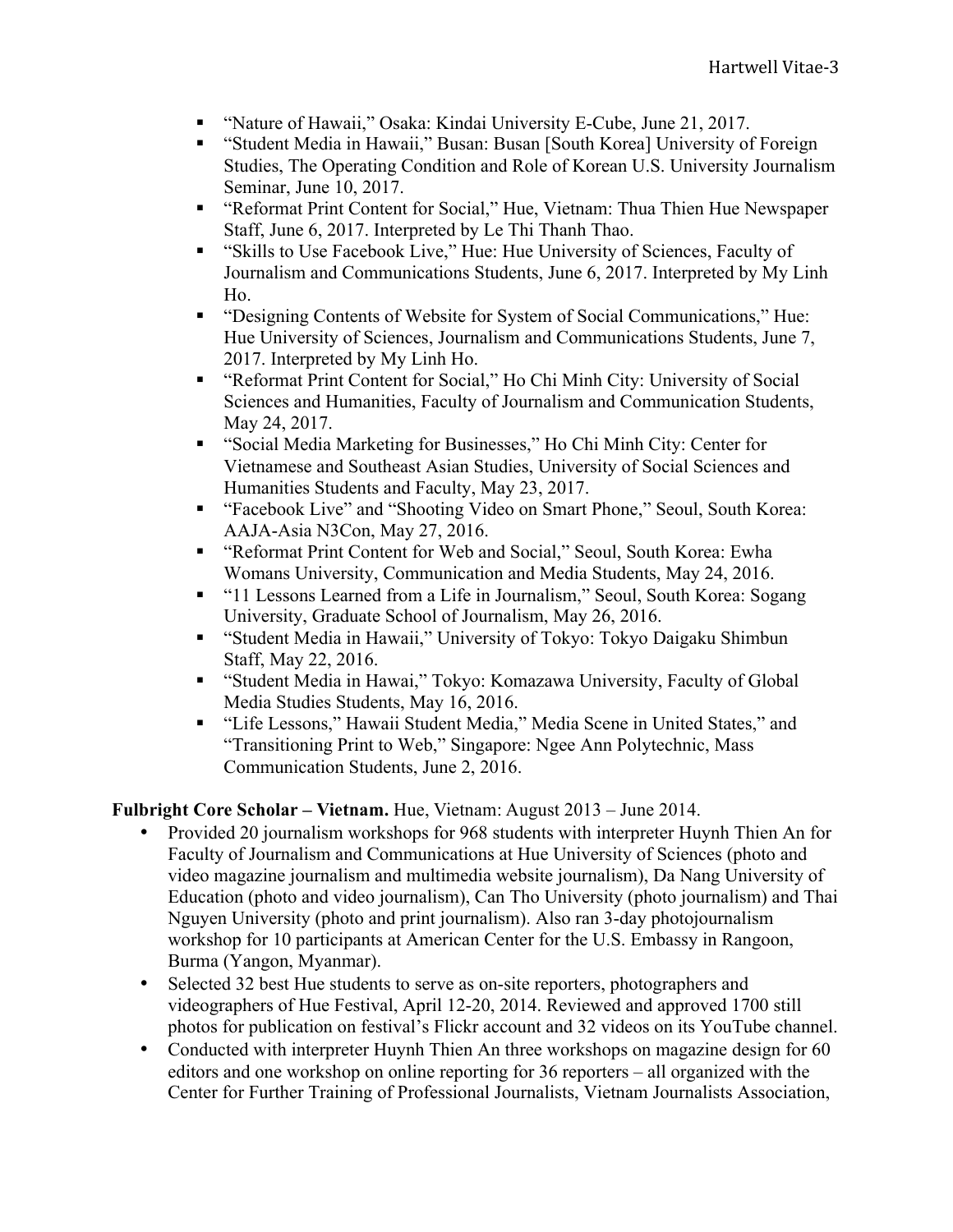- "Nature of Hawaii," Osaka: Kindai University E-Cube, June 21, 2017.
- "Student Media in Hawaii," Busan: Busan [South Korea] University of Foreign Studies, The Operating Condition and Role of Korean U.S. University Journalism Seminar, June 10, 2017.
- "Reformat Print Content for Social," Hue, Vietnam: Thua Thien Hue Newspaper Staff, June 6, 2017. Interpreted by Le Thi Thanh Thao.
- "Skills to Use Facebook Live," Hue: Hue University of Sciences, Faculty of Journalism and Communications Students, June 6, 2017. Interpreted by My Linh Ho.
- "Designing Contents of Website for System of Social Communications," Hue: Hue University of Sciences, Journalism and Communications Students, June 7, 2017. Interpreted by My Linh Ho.
- "Reformat Print Content for Social," Ho Chi Minh City: University of Social Sciences and Humanities, Faculty of Journalism and Communication Students, May 24, 2017.
- "Social Media Marketing for Businesses," Ho Chi Minh City: Center for Vietnamese and Southeast Asian Studies, University of Social Sciences and Humanities Students and Faculty, May 23, 2017.
- "Facebook Live" and "Shooting Video on Smart Phone," Seoul, South Korea: AAJA-Asia N3Con, May 27, 2016.
- "Reformat Print Content for Web and Social," Seoul, South Korea: Ewha Womans University, Communication and Media Students, May 24, 2016.
- "11 Lessons Learned from a Life in Journalism," Seoul, South Korea: Sogang University, Graduate School of Journalism, May 26, 2016.
- "Student Media in Hawaii," University of Tokyo: Tokyo Daigaku Shimbun Staff, May 22, 2016.
- "Student Media in Hawai," Tokyo: Komazawa University, Faculty of Global Media Studies Students, May 16, 2016.
- "Life Lessons," Hawaii Student Media," Media Scene in United States," and "Transitioning Print to Web," Singapore: Ngee Ann Polytechnic, Mass Communication Students, June 2, 2016.

**Fulbright Core Scholar – Vietnam.** Hue, Vietnam: August 2013 – June 2014.

- Provided 20 journalism workshops for 968 students with interpreter Huynh Thien An for Faculty of Journalism and Communications at Hue University of Sciences (photo and video magazine journalism and multimedia website journalism), Da Nang University of Education (photo and video journalism), Can Tho University (photo journalism) and Thai Nguyen University (photo and print journalism). Also ran 3-day photojournalism workshop for 10 participants at American Center for the U.S. Embassy in Rangoon, Burma (Yangon, Myanmar).
- Selected 32 best Hue students to serve as on-site reporters, photographers and videographers of Hue Festival, April 12-20, 2014. Reviewed and approved 1700 still photos for publication on festival's Flickr account and 32 videos on its YouTube channel.
- Conducted with interpreter Huynh Thien An three workshops on magazine design for 60 editors and one workshop on online reporting for 36 reporters – all organized with the Center for Further Training of Professional Journalists, Vietnam Journalists Association,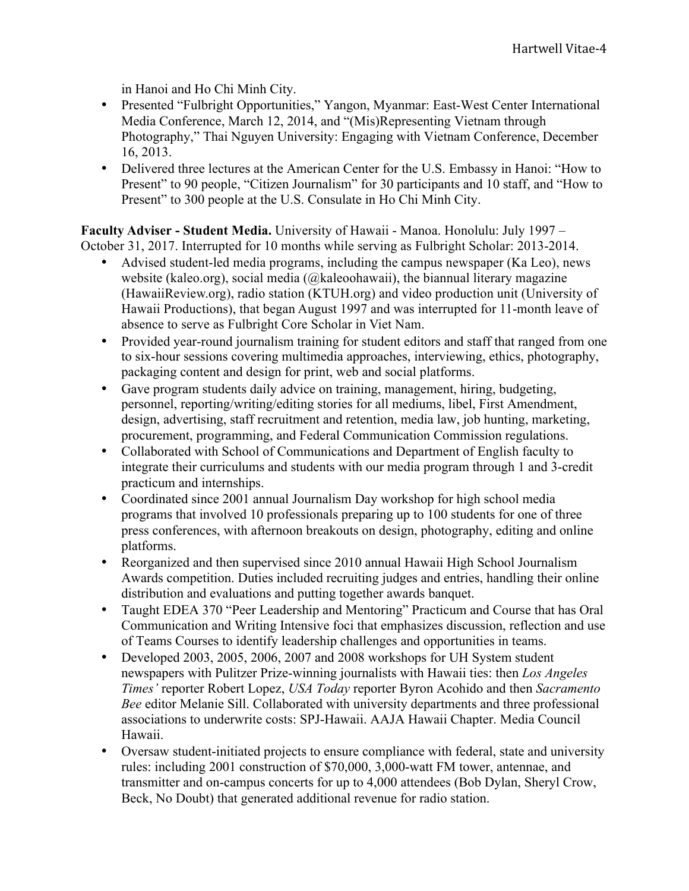in Hanoi and Ho Chi Minh City.

- Presented "Fulbright Opportunities," Yangon, Myanmar: East-West Center International Media Conference, March 12, 2014, and "(Mis)Representing Vietnam through Photography," Thai Nguyen University: Engaging with Vietnam Conference, December 16, 2013.
- Delivered three lectures at the American Center for the U.S. Embassy in Hanoi: "How to Present" to 90 people, "Citizen Journalism" for 30 participants and 10 staff, and "How to Present" to 300 people at the U.S. Consulate in Ho Chi Minh City.

**Faculty Adviser - Student Media.** University of Hawaii - Manoa. Honolulu: July 1997 – October 31, 2017. Interrupted for 10 months while serving as Fulbright Scholar: 2013-2014.

- Advised student-led media programs, including the campus newspaper (Ka Leo), news website (kaleo.org), social media (@kaleoohawaii), the biannual literary magazine (HawaiiReview.org), radio station (KTUH.org) and video production unit (University of Hawaii Productions), that began August 1997 and was interrupted for 11-month leave of absence to serve as Fulbright Core Scholar in Viet Nam.
- Provided year-round journalism training for student editors and staff that ranged from one to six-hour sessions covering multimedia approaches, interviewing, ethics, photography, packaging content and design for print, web and social platforms.
- Gave program students daily advice on training, management, hiring, budgeting, personnel, reporting/writing/editing stories for all mediums, libel, First Amendment, design, advertising, staff recruitment and retention, media law, job hunting, marketing, procurement, programming, and Federal Communication Commission regulations.
- Collaborated with School of Communications and Department of English faculty to integrate their curriculums and students with our media program through 1 and 3-credit practicum and internships.
- Coordinated since 2001 annual Journalism Day workshop for high school media programs that involved 10 professionals preparing up to 100 students for one of three press conferences, with afternoon breakouts on design, photography, editing and online platforms.
- Reorganized and then supervised since 2010 annual Hawaii High School Journalism Awards competition. Duties included recruiting judges and entries, handling their online distribution and evaluations and putting together awards banquet.
- Taught EDEA 370 "Peer Leadership and Mentoring" Practicum and Course that has Oral Communication and Writing Intensive foci that emphasizes discussion, reflection and use of Teams Courses to identify leadership challenges and opportunities in teams.
- Developed 2003, 2005, 2006, 2007 and 2008 workshops for UH System student newspapers with Pulitzer Prize-winning journalists with Hawaii ties: then *Los Angeles Times'* reporter Robert Lopez, *USA Today* reporter Byron Acohido and then *Sacramento Bee* editor Melanie Sill. Collaborated with university departments and three professional associations to underwrite costs: SPJ-Hawaii. AAJA Hawaii Chapter. Media Council Hawaii.
- Oversaw student-initiated projects to ensure compliance with federal, state and university rules: including 2001 construction of $70,000, 3,000-watt FM tower, antennae, and transmitter and on-campus concerts for up to 4,000 attendees (Bob Dylan, Sheryl Crow, Beck, No Doubt) that generated additional revenue for radio station.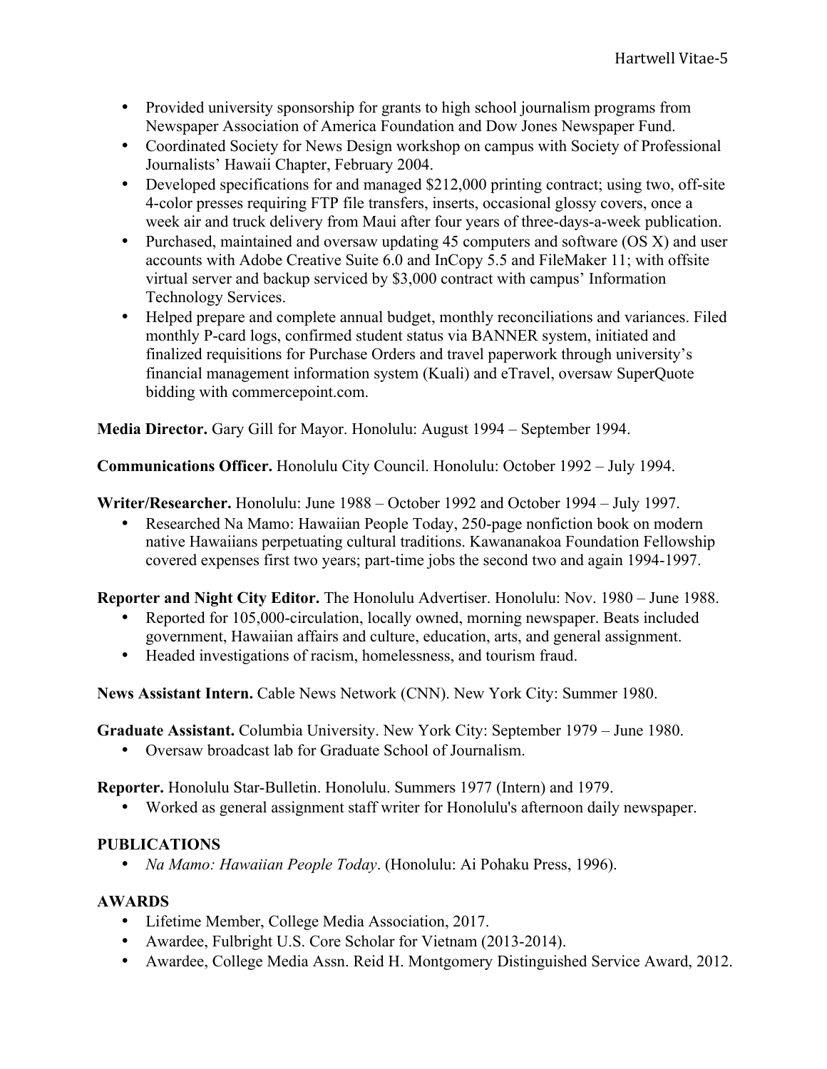- Provided university sponsorship for grants to high school journalism programs from Newspaper Association of America Foundation and Dow Jones Newspaper Fund.
- Coordinated Society for News Design workshop on campus with Society of Professional Journalists' Hawaii Chapter, February 2004.
- Developed specifications for and managed $212,000 printing contract; using two, off-site 4-color presses requiring FTP file transfers, inserts, occasional glossy covers, once a week air and truck delivery from Maui after four years of three-days-a-week publication.
- Purchased, maintained and oversaw updating 45 computers and software (OS X) and user accounts with Adobe Creative Suite 6.0 and InCopy 5.5 and FileMaker 11; with offsite virtual server and backup serviced by $3,000 contract with campus' Information Technology Services.
- Helped prepare and complete annual budget, monthly reconciliations and variances. Filed monthly P-card logs, confirmed student status via BANNER system, initiated and finalized requisitions for Purchase Orders and travel paperwork through university's financial management information system (Kuali) and eTravel, oversaw SuperQuote bidding with commercepoint.com.

**Media Director.** Gary Gill for Mayor. Honolulu: August 1994 – September 1994.

**Communications Officer.** Honolulu City Council. Honolulu: October 1992 – July 1994.

**Writer/Researcher.** Honolulu: June 1988 – October 1992 and October 1994 – July 1997.

- Researched Na Mamo: Hawaiian People Today, 250-page nonfiction book on modern native Hawaiians perpetuating cultural traditions. Kawananakoa Foundation Fellowship covered expenses first two years; part-time jobs the second two and again 1994-1997.

**Reporter and Night City Editor.** The Honolulu Advertiser. Honolulu: Nov. 1980 – June 1988.

- Reported for 105,000-circulation, locally owned, morning newspaper. Beats included government, Hawaiian affairs and culture, education, arts, and general assignment.
- Headed investigations of racism, homelessness, and tourism fraud.

**News Assistant Intern.** Cable News Network (CNN). New York City: Summer 1980.

**Graduate Assistant.** Columbia University. New York City: September 1979 – June 1980.

- Oversaw broadcast lab for Graduate School of Journalism.

**Reporter.** Honolulu Star-Bulletin. Honolulu. Summers 1977 (Intern) and 1979.

- Worked as general assignment staff writer for Honolulu's afternoon daily newspaper.

## PUBLICATIONS

- *Na Mamo: Hawaiian People Today*. (Honolulu: Ai Pohaku Press, 1996).

## AWARDS

- Lifetime Member, College Media Association, 2017.
- Awardee, Fulbright U.S. Core Scholar for Vietnam (2013-2014).
- Awardee, College Media Assn. Reid H. Montgomery Distinguished Service Award, 2012.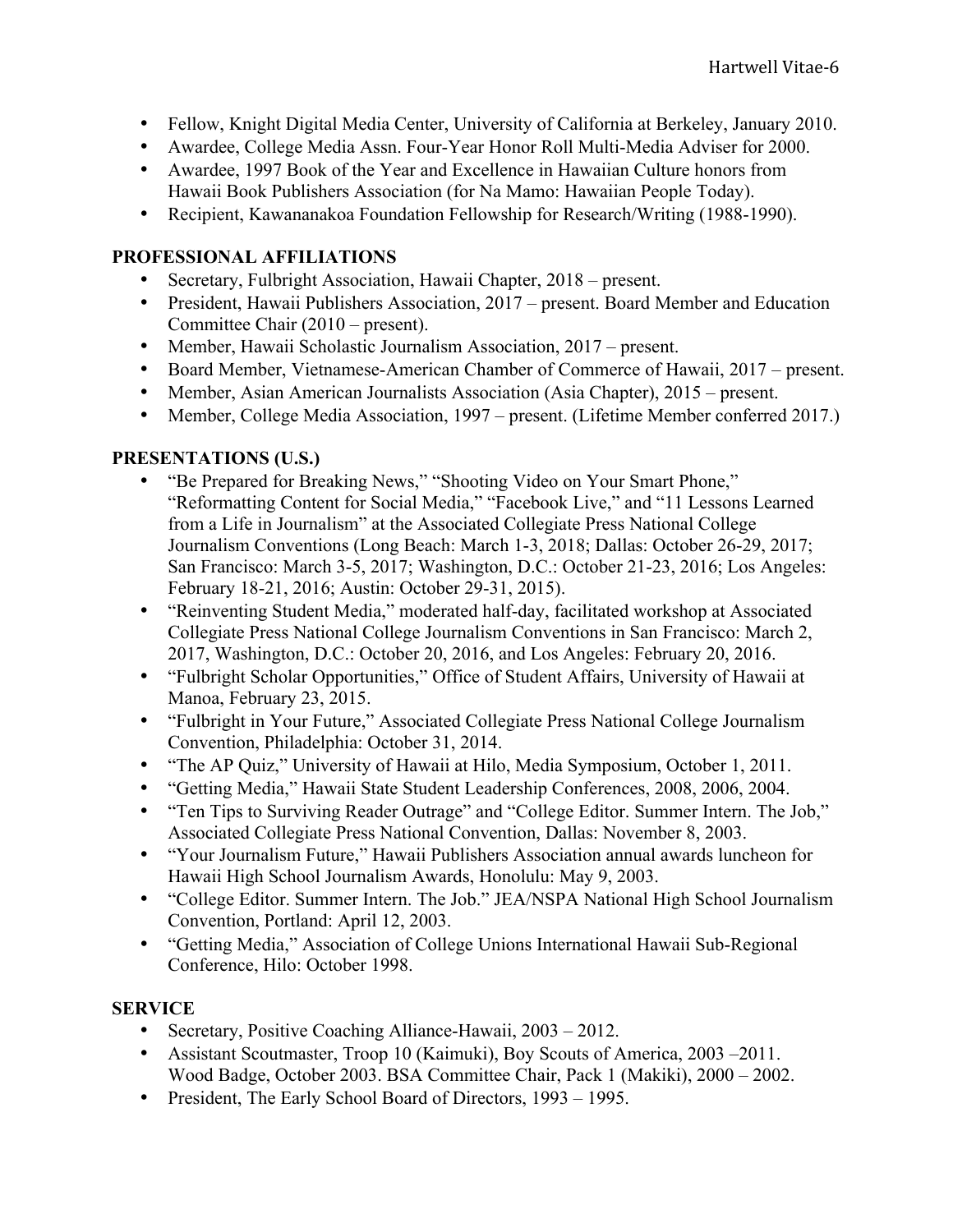- Fellow, Knight Digital Media Center, University of California at Berkeley, January 2010.
- Awardee, College Media Assn. Four-Year Honor Roll Multi-Media Adviser for 2000.
- Awardee, 1997 Book of the Year and Excellence in Hawaiian Culture honors from Hawaii Book Publishers Association (for Na Mamo: Hawaiian People Today).
- Recipient, Kawananakoa Foundation Fellowship for Research/Writing (1988-1990).

## PROFESSIONAL AFFILIATIONS

- Secretary, Fulbright Association, Hawaii Chapter, 2018 – present.
- President, Hawaii Publishers Association, 2017 – present. Board Member and Education Committee Chair (2010 – present).
- Member, Hawaii Scholastic Journalism Association, 2017 – present.
- Board Member, Vietnamese-American Chamber of Commerce of Hawaii, 2017 – present.
- Member, Asian American Journalists Association (Asia Chapter), 2015 – present.
- Member, College Media Association, 1997 – present. (Lifetime Member conferred 2017.)

## PRESENTATIONS (U.S.)

- "Be Prepared for Breaking News," "Shooting Video on Your Smart Phone," "Reformatting Content for Social Media," "Facebook Live," and "11 Lessons Learned from a Life in Journalism" at the Associated Collegiate Press National College Journalism Conventions (Long Beach: March 1-3, 2018; Dallas: October 26-29, 2017; San Francisco: March 3-5, 2017; Washington, D.C.: October 21-23, 2016; Los Angeles: February 18-21, 2016; Austin: October 29-31, 2015).
- "Reinventing Student Media," moderated half-day, facilitated workshop at Associated Collegiate Press National College Journalism Conventions in San Francisco: March 2, 2017, Washington, D.C.: October 20, 2016, and Los Angeles: February 20, 2016.
- "Fulbright Scholar Opportunities," Office of Student Affairs, University of Hawaii at Manoa, February 23, 2015.
- "Fulbright in Your Future," Associated Collegiate Press National College Journalism Convention, Philadelphia: October 31, 2014.
- "The AP Quiz," University of Hawaii at Hilo, Media Symposium, October 1, 2011.
- "Getting Media," Hawaii State Student Leadership Conferences, 2008, 2006, 2004.
- "Ten Tips to Surviving Reader Outrage" and "College Editor. Summer Intern. The Job," Associated Collegiate Press National Convention, Dallas: November 8, 2003.
- "Your Journalism Future," Hawaii Publishers Association annual awards luncheon for Hawaii High School Journalism Awards, Honolulu: May 9, 2003.
- "College Editor. Summer Intern. The Job." JEA/NSPA National High School Journalism Convention, Portland: April 12, 2003.
- "Getting Media," Association of College Unions International Hawaii Sub-Regional Conference, Hilo: October 1998.

## SERVICE

- Secretary, Positive Coaching Alliance-Hawaii, 2003 – 2012.
- Assistant Scoutmaster, Troop 10 (Kaimuki), Boy Scouts of America, 2003 –2011. Wood Badge, October 2003. BSA Committee Chair, Pack 1 (Makiki), 2000 – 2002.
- President, The Early School Board of Directors, 1993 – 1995.